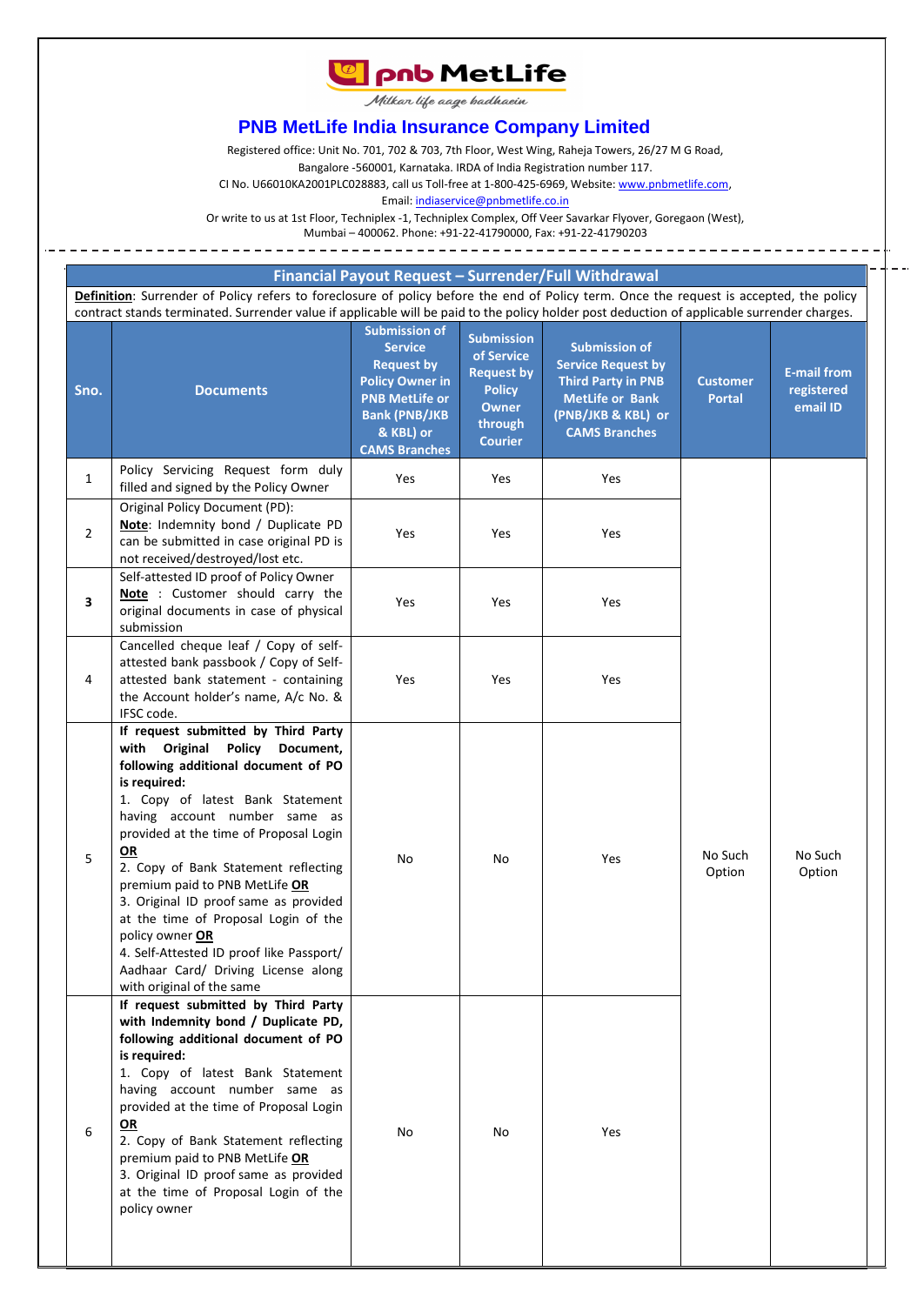# PNB MetLife India Insurance Company Limited

Registered office: Unit No. 701, 702 & 703, 7th Floor, West Wing, Raheja Towers, 26/27 M G Road, Bangalore -560001, Karnataka. IRDA of India Registration number 117.
CI No. U66010KA2001PLC028883, call us Toll-free at 1-800-425-6969, Website: www.pnbmetlife.com,
Email: indiaservice@pnbmetlife.co.in
Or write to us at 1st Floor, Techniplex -1, Techniplex Complex, Off Veer Savarkar Flyover, Goregaon (West), Mumbai – 400062. Phone: +91-22-41790000, Fax: +91-22-41790203

## Financial Payout Request – Surrender/Full Withdrawal

**Definition**: Surrender of Policy refers to foreclosure of policy before the end of Policy term. Once the request is accepted, the policy contract stands terminated. Surrender value if applicable will be paid to the policy holder post deduction of applicable surrender charges.

| Sno. | Documents | Submission of Service Request by Policy Owner in PNB MetLife or Bank (PNB/JKB & KBL) or CAMS Branches | Submission of Service Request by Policy Owner through Courier | Submission of Service Request by Third Party in PNB MetLife or Bank (PNB/JKB & KBL) or CAMS Branches | Customer Portal | E-mail from registered email ID |
|---|---|---|---|---|---|---|
| 1 | Policy Servicing Request form duly filled and signed by the Policy Owner | Yes | Yes | Yes | No Such Option | No Such Option |
| 2 | Original Policy Document (PD): **Note**: Indemnity bond / Duplicate PD can be submitted in case original PD is not received/destroyed/lost etc. | Yes | Yes | Yes | | |
| 3 | Self-attested ID proof of Policy Owner **Note** : Customer should carry the original documents in case of physical submission | Yes | Yes | Yes | | |
| 4 | Cancelled cheque leaf / Copy of self-attested bank passbook / Copy of Self-attested bank statement - containing the Account holder's name, A/c No. & IFSC code. | Yes | Yes | Yes | | |
| 5 | **If request submitted by Third Party with Original Policy Document, following additional document of PO is required:** 1. Copy of latest Bank Statement having account number same as provided at the time of Proposal Login **OR** 2. Copy of Bank Statement reflecting premium paid to PNB MetLife **OR** 3. Original ID proof same as provided at the time of Proposal Login of the policy owner **OR** 4. Self-Attested ID proof like Passport/ Aadhaar Card/ Driving License along with original of the same | No | No | Yes | | |
| 6 | **If request submitted by Third Party with Indemnity bond / Duplicate PD, following additional document of PO is required:** 1. Copy of latest Bank Statement having account number same as provided at the time of Proposal Login **OR** 2. Copy of Bank Statement reflecting premium paid to PNB MetLife **OR** 3. Original ID proof same as provided at the time of Proposal Login of the policy owner | No | No | Yes | | |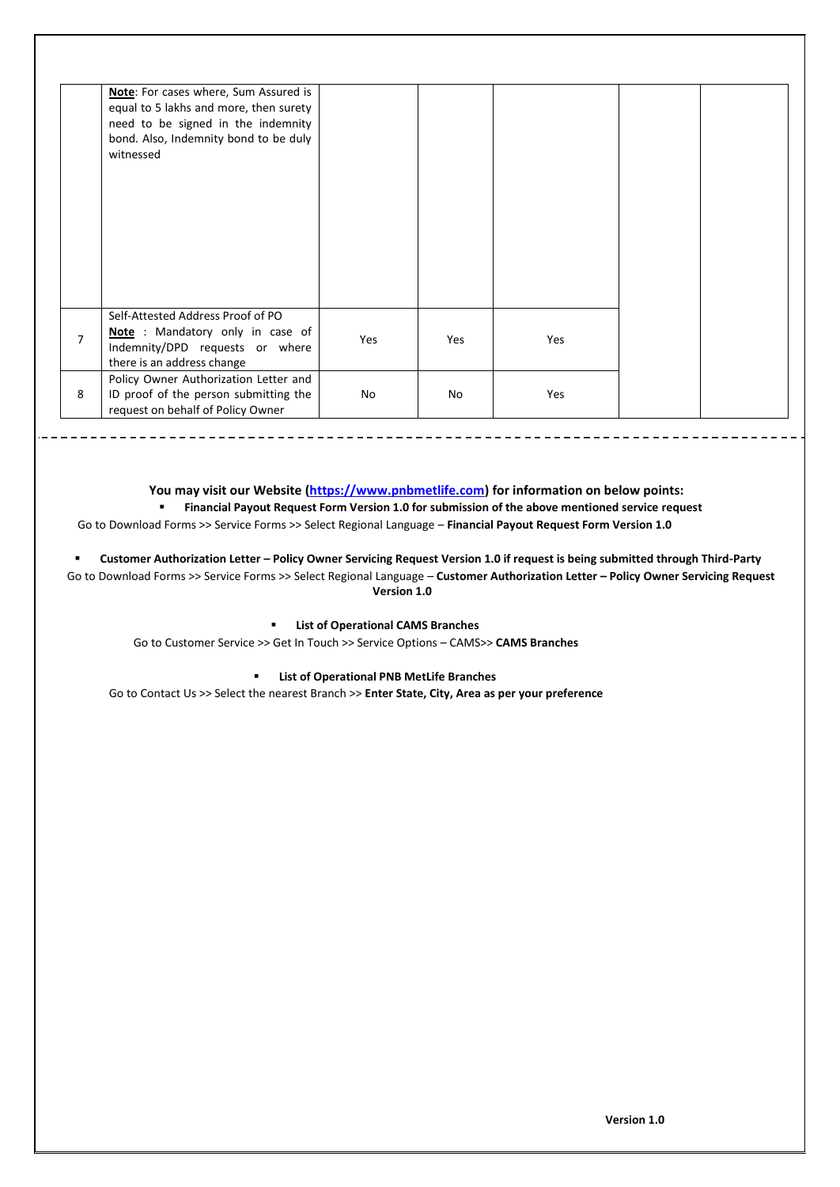| | | | | | | |
|---|---|---|---|---|---|---|
| | **Note**: For cases where, Sum Assured is equal to 5 lakhs and more, then surety need to be signed in the indemnity bond. Also, Indemnity bond to be duly witnessed | | | | | |
| 7 | Self-Attested Address Proof of PO **Note** : Mandatory only in case of Indemnity/DPD requests or where there is an address change | Yes | Yes | Yes | | |
| 8 | Policy Owner Authorization Letter and ID proof of the person submitting the request on behalf of Policy Owner | No | No | Yes | | |

**You may visit our Website (https://www.pnbmetlife.com) for information on below points:**

- **Financial Payout Request Form Version 1.0 for submission of the above mentioned service request**

Go to Download Forms >> Service Forms >> Select Regional Language – **Financial Payout Request Form Version 1.0**

- **Customer Authorization Letter – Policy Owner Servicing Request Version 1.0 if request is being submitted through Third-Party**

Go to Download Forms >> Service Forms >> Select Regional Language – **Customer Authorization Letter – Policy Owner Servicing Request Version 1.0**

- **List of Operational CAMS Branches**

Go to Customer Service >> Get In Touch >> Service Options – CAMS>> **CAMS Branches**

- **List of Operational PNB MetLife Branches**

Go to Contact Us >> Select the nearest Branch >> **Enter State, City, Area as per your preference**

**Version 1.0**